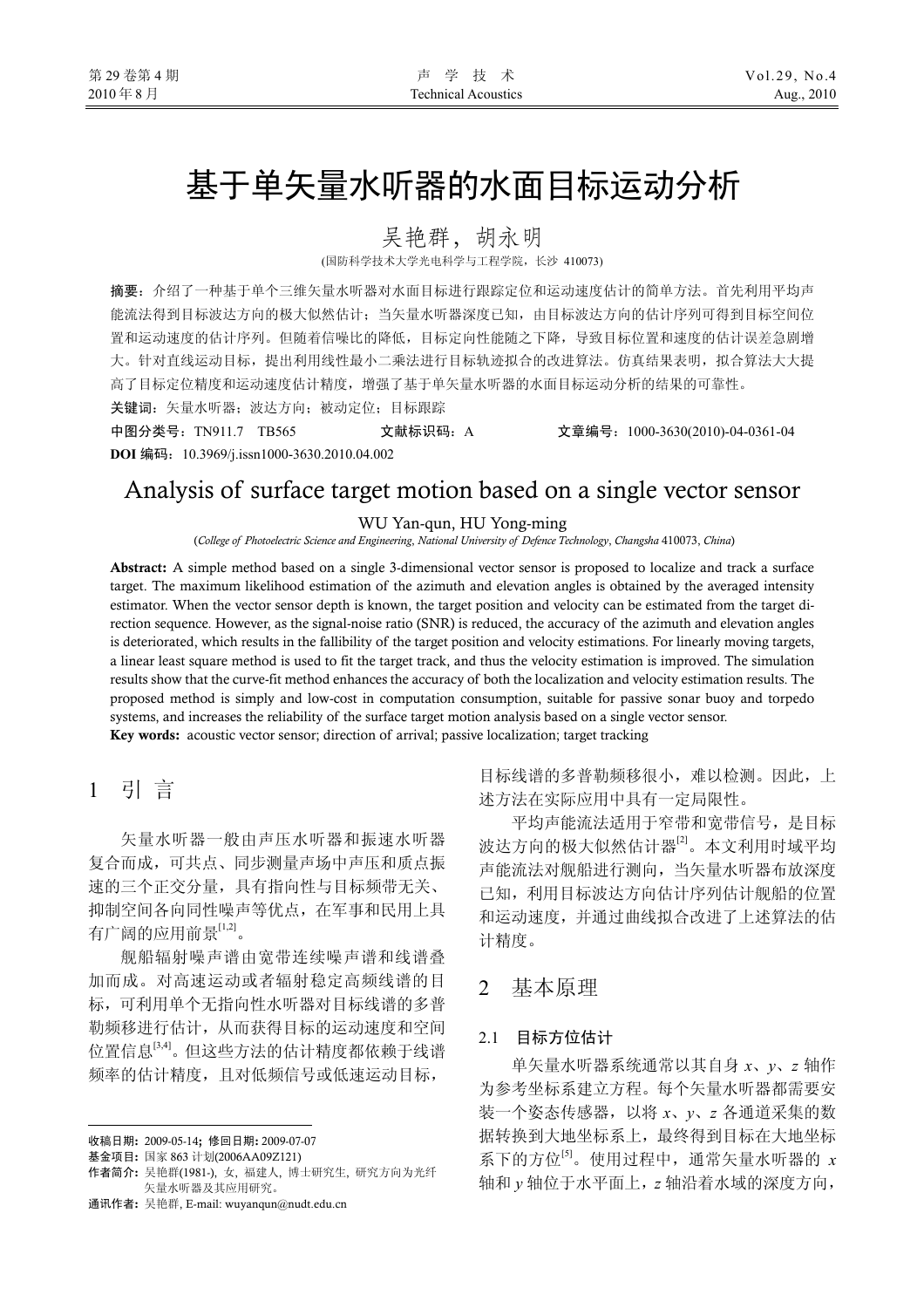# 基于单矢量水听器的水面目标运动分析

吴艳群，胡永明

(国防科学技术大学光电科学与工程学院，长沙 410073)

**摘要：** 介绍了一种基于单个三维矢量水听器对水面目标进行跟踪定位和运动速度估计的简单方法。首先利用平均声能流法得到目标波达方向的极大似然估计；当矢量水听器深度已知，由目标波达方向的估计序列可得到目标空间位置和运动速度的估计序列。但随着信噪比的降低，目标定向性能随之下降，导致目标位置和速度的估计误差急剧增大。针对直线运动目标，提出利用线性最小二乘法进行目标轨迹拟合的改进算法。仿真结果表明，拟合算法大大提高了目标定位精度和运动速度估计精度，增强了基于单矢量水听器的水面目标运动分析的结果的可靠性。

**关键词：** 矢量水听器；波达方向；被动定位；目标跟踪

**中图分类号：** TN911.7　TB565　　**文献标识码：** A　　**文章编号：** 1000-3630(2010)-04-0361-04

**DOI 编码：** 10.3969/j.issn1000-3630.2010.04.002

# Analysis of surface target motion based on a single vector sensor

WU Yan-qun, HU Yong-ming

(*College of Photoelectric Science and Engineering, National University of Defence Technology, Changsha* 410073, *China*)

**Abstract:** A simple method based on a single 3-dimensional vector sensor is proposed to localize and track a surface target. The maximum likelihood estimation of the azimuth and elevation angles is obtained by the averaged intensity estimator. When the vector sensor depth is known, the target position and velocity can be estimated from the target direction sequence. However, as the signal-noise ratio (SNR) is reduced, the accuracy of the azimuth and elevation angles is deteriorated, which results in the fallibility of the target position and velocity estimations. For linearly moving targets, a linear least square method is used to fit the target track, and thus the velocity estimation is improved. The simulation results show that the curve-fit method enhances the accuracy of both the localization and velocity estimation results. The proposed method is simply and low-cost in computation consumption, suitable for passive sonar buoy and torpedo systems, and increases the reliability of the surface target motion analysis based on a single vector sensor.

**Key words:** acoustic vector sensor; direction of arrival; passive localization; target tracking

## 1　引　言

矢量水听器一般由声压水听器和振速水听器复合而成，可共点、同步测量声场中声压和质点振速的三个正交分量，具有指向性与目标频带无关、抑制空间各向同性噪声等优点，在军事和民用上具有广阔的应用前景[1,2]。

舰船辐射噪声谱由宽带连续噪声谱和线谱叠加而成。对高速运动或者辐射稳定高频线谱的目标，可利用单个无指向性水听器对目标线谱的多普勒频移进行估计，从而获得目标的运动速度和空间位置信息[3,4]。但这些方法的估计精度都依赖于线谱频率的估计精度，且对低频信号或低速运动目标，目标线谱的多普勒频移很小，难以检测。因此，上述方法在实际应用中具有一定局限性。

平均声能流法适用于窄带和宽带信号，是目标波达方向的极大似然估计器[2]。本文利用时域平均声能流法对舰船进行测向，当矢量水听器布放深度已知，利用目标波达方向估计序列估计舰船的位置和运动速度，并通过曲线拟合改进了上述算法的估计精度。

## 2　基本原理

### 2.1　目标方位估计

单矢量水听器系统通常以其自身 $x$、$y$、$z$ 轴作为参考坐标系建立方程。每个矢量水听器都需要安装一个姿态传感器，以将 $x$、$y$、$z$ 各通道采集的数据转换到大地坐标系上，最终得到目标在大地坐标系下的方位[5]。使用过程中，通常矢量水听器的 $x$ 轴和 $y$ 轴位于水平面上，$z$ 轴沿着水域的深度方向，

---

收稿日期：2009-05-14；修回日期：2009-07-07

基金项目：国家 863 计划(2006AA09Z121)

作者简介：吴艳群(1981-), 女, 福建人, 博士研究生, 研究方向为光纤矢量水听器及其应用研究。

通讯作者：吴艳群, E-mail: wuyanqun@nudt.edu.cn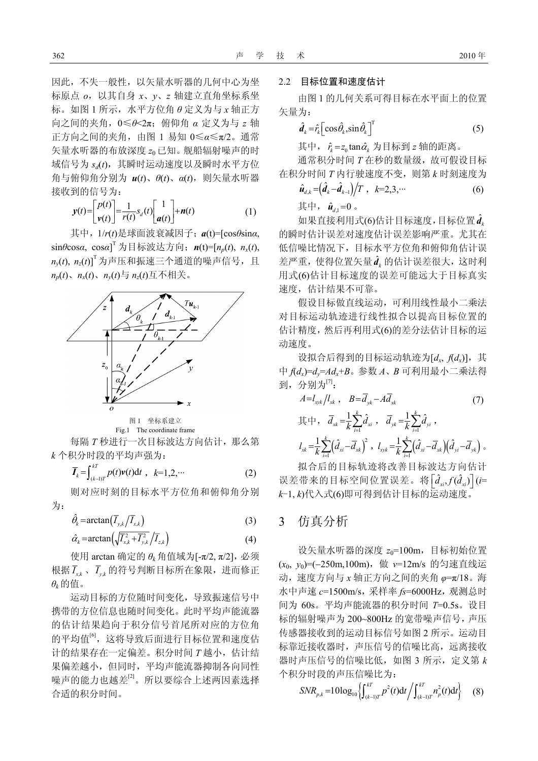因此，不失一般性，以矢量水听器的几何中心为坐标原点 $o$，以其自身 $x$、$y$、$z$ 轴建立直角坐标系坐标。如图 1 所示，水平方位角 $\theta$ 定义为与 $x$ 轴正方向之间的夹角，$0 \leqslant \theta < 2\pi$；俯仰角 $\alpha$ 定义为与 $z$ 轴正方向之间的夹角，由图 1 易知 $0 \leqslant \alpha \leqslant \pi/2$。通常矢量水听器的布放深度 $z_0$ 已知。舰船辐射噪声的时域信号为 $s_d(t)$，其瞬时运动速度以及瞬时水平方位角与俯仰角分别为 $\boldsymbol{u}(t)$、$\theta(t)$、$\alpha(t)$，则矢量水听器接收到的信号为：

$$\boldsymbol{y}(t)=\begin{bmatrix} p(t) \\ \boldsymbol{v}(t) \end{bmatrix}=\frac{1}{r(t)}s_d(t)\begin{bmatrix} 1 \\ \boldsymbol{a}(t) \end{bmatrix}+\boldsymbol{n}(t) \tag{1}$$

其中，$1/r(t)$是球面波衰减因子；$\boldsymbol{a}(t)=[\cos\theta\sin\alpha, \sin\theta\cos\alpha, \cos\alpha]^{\mathrm{T}}$ 为目标波达方向；$\boldsymbol{n}(t)=[n_p(t), n_x(t), n_y(t), n_z(t)]^{\mathrm{T}}$ 为声压和振速三个通道的噪声信号，且 $n_p(t)$、$n_x(t)$、$n_y(t)$与 $n_z(t)$互不相关。

图 1 坐标系建立

Fig.1 The coordinate frame

每隔 $T$ 秒进行一次目标波达方向估计，那么第 $k$ 个积分时段的平均声强为：

$$\overline{\boldsymbol{I}}_k=\int_{(k-1)T}^{kT}p(t)\boldsymbol{v}(t)\mathrm{d}t \text{ , } k=1,2,\cdots \tag{2}$$

则对应时刻的目标水平方位角和俯仰角分别为：

$$\hat{\theta}_k=\arctan\left(\overline{I}_{y,k}\big/\overline{I}_{x,k}\right) \tag{3}$$

$$\hat{\alpha}_k=\arctan\left(\sqrt{\overline{I}_{x,k}^2+\overline{I}_{y,k}^2}\big/\overline{I}_{z,k}\right) \tag{4}$$

使用 arctan 确定的 $\theta_k$ 角值域为$[-\pi/2, \pi/2]$，必须根据$\overline{I}_{x,k}$、$\overline{I}_{y,k}$ 的符号判断目标所在象限，进而修正 $\theta_k$ 的值。

运动目标的方位随时间变化，导致振速信号中携带的方位信息也随时间变化。此时平均声能流器的估计结果趋向于积分信号首尾所对应的方位角的平均值[6]，这将导致后面进行目标位置和速度估计的结果存在一定偏差。积分时间 $T$ 越小，估计结果偏差越小，但同时，平均声能流器抑制各向同性噪声的能力也越差[2]。所以要综合上述两因素选择合适的积分时间。

### 2.2 目标位置和速度估计

由图 1 的几何关系可得目标在水平面上的位置矢量为：

$$\hat{\boldsymbol{d}}_k=\hat{r}_k\left[\cos\hat{\theta}_k, \sin\hat{\theta}_k\right]^{\mathrm{T}} \tag{5}$$

其中，$\hat{r}_k=z_0\tan\hat{\alpha}_k$ 为目标到 $z$ 轴的距离。

通常积分时间 $T$ 在秒的数量级，故可假设目标在积分时间 $T$ 内行驶速度不变，则第 $k$ 时刻速度为

$$\hat{\boldsymbol{u}}_{d,k}=\left(\hat{\boldsymbol{d}}_k-\hat{\boldsymbol{d}}_{k-1}\right)\big/T \text{ , } k=2,3,\cdots \tag{6}$$

其中，$\hat{\boldsymbol{u}}_{d,1}=0$ 。

如果直接利用式(6)估计目标速度，目标位置$\hat{\boldsymbol{d}}_k$ 的瞬时估计误差对速度估计误差影响严重。尤其在低信噪比情况下，目标水平方位角和俯仰角估计误差严重，使得位置矢量$\hat{\boldsymbol{d}}_k$ 的估计误差很大，这时利用式(6)估计目标速度的误差可能远大于目标真实速度，估计结果不可靠。

假设目标做直线运动，可利用线性最小二乘法对目标运动轨迹进行线性拟合以提高目标位置的估计精度，然后再利用式(6)的差分法估计目标的运动速度。

设拟合后得到的目标运动轨迹为$[d_x, f(d_x)]$，其中 $f(d_x)=d_y=Ad_x+B$。参数 $A$、$B$ 可利用最小二乘法得到，分别为[7]：

$$A=l_{xyk}\big/l_{xk} \text{ , } B=\overline{d}_{yk}-A\overline{d}_{xk} \tag{7}$$

其中，$\overline{d}_{xk}=\frac{1}{k}\sum_{i=1}^{k}\hat{d}_{xi}$ ，$\overline{d}_{yk}=\frac{1}{k}\sum_{i=1}^{k}\hat{d}_{yi}$ ，

$l_{xk}=\frac{1}{k}\sum_{i=1}^{k}\left(\hat{d}_{xi}-\overline{d}_{xk}\right)^2$ ，$l_{xyk}=\frac{1}{k}\sum_{i=1}^{k}\left(\hat{d}_{xi}-\overline{d}_{xk}\right)\left(\hat{d}_{yi}-\overline{d}_{yk}\right)$ 。

拟合后的目标轨迹将改善目标波达方向估计误差带来的目标空间位置误差。将$\left[\hat{d}_{xi}, f(\hat{d}_{xi})\right]$ $(i=k-1, k)$代入式(6)即可得到估计目标的运动速度。

## 3 仿真分析

设矢量水听器的深度 $z_0$=100m，目标初始位置$(x_0, y_0)$=(−250m,100m)，做 $v$=12m/s 的匀速直线运动，速度方向与 $x$ 轴正方向之间的夹角 $\varphi=\pi/18$。海水中声速 $c$=1500m/s，采样率 $fs$=6000Hz，观测总时间为 60s。平均声能流器的积分时间 $T$=0.5s。设目标的辐射噪声为 200~800Hz 的宽带噪声信号，声压传感器接收到的运动目标信号如图 2 所示。运动目标靠近接收器时，声压信号的信噪比高，远离接收器时声压信号的信噪比低，如图 3 所示，定义第 $k$ 个积分时段的声压信噪比为：

$$SNR_{p,k}=10\log_{10}\left\{\int_{(k-1)T}^{kT}p^2(t)\mathrm{d}t\Big/\int_{(k-1)T}^{kT}n_p^2(t)\mathrm{d}t\right\} \tag{8}$$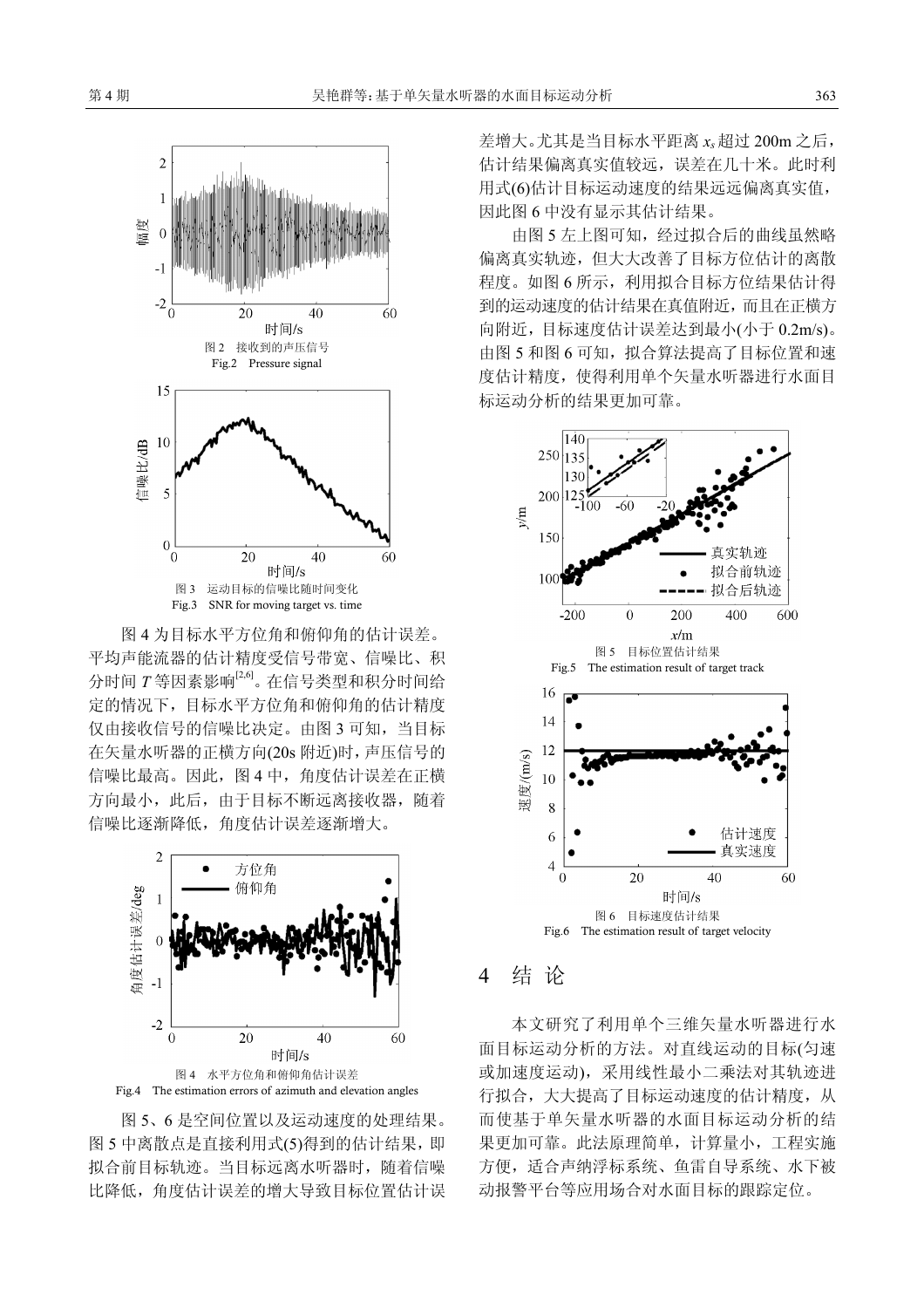图 2 接收到的声压信号
Fig.2 Pressure signal

图 3 运动目标的信噪比随时间变化
Fig.3 SNR for moving target vs. time

图 4 为目标水平方位角和俯仰角的估计误差。平均声能流器的估计精度受信号带宽、信噪比、积分时间 $T$ 等因素影响[2,6]。在信号类型和积分时间给定的情况下，目标水平方位角和俯仰角的估计精度仅由接收信号的信噪比决定。由图 3 可知，当目标在矢量水听器的正横方向(20s 附近)时，声压信号的信噪比最高。因此，图 4 中，角度估计误差在正横方向最小，此后，由于目标不断远离接收器，随着信噪比逐渐降低，角度估计误差逐渐增大。

图 4 水平方位角和俯仰角估计误差
Fig.4 The estimation errors of azimuth and elevation angles

图 5、6 是空间位置以及运动速度的处理结果。图 5 中离散点是直接利用式(5)得到的估计结果，即拟合前目标轨迹。当目标远离水听器时，随着信噪比降低，角度估计误差的增大导致目标位置估计误差增大。尤其是当目标水平距离 $x_s$ 超过 200m 之后，估计结果偏离真实值较远，误差在几十米。此时利用式(6)估计目标运动速度的结果远远偏离真实值，因此图 6 中没有显示其估计结果。

由图 5 左上图可知，经过拟合后的曲线虽然略偏离真实轨迹，但大大改善了目标方位估计的离散程度。如图 6 所示，利用拟合目标方位结果估计得到的运动速度的估计结果在真值附近，而且在正横方向附近，目标速度估计误差达到最小(小于 0.2m/s)。由图 5 和图 6 可知，拟合算法提高了目标位置和速度估计精度，使得利用单个矢量水听器进行水面目标运动分析的结果更加可靠。

图 5 目标位置估计结果
Fig.5 The estimation result of target track

图 6 目标速度估计结果
Fig.6 The estimation result of target velocity

## 4 结 论

本文研究了利用单个三维矢量水听器进行水面目标运动分析的方法。对直线运动的目标(匀速或加速度运动)，采用线性最小二乘法对其轨迹进行拟合，大大提高了目标运动速度的估计精度，从而使基于单矢量水听器的水面目标运动分析的结果更加可靠。此法原理简单，计算量小，工程实施方便，适合声纳浮标系统、鱼雷自导系统、水下被动报警平台等应用场合对水面目标的跟踪定位。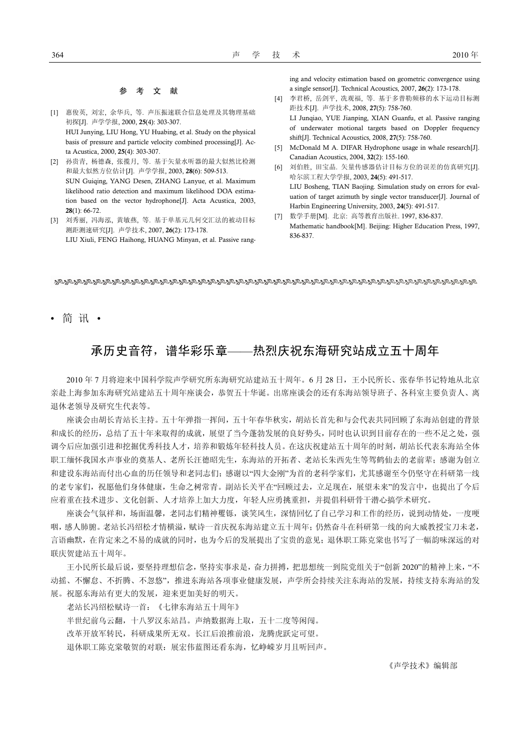## 参 考 文 献

[1] 惠俊英, 刘宏, 余华兵, 等. 声压振速联合信息处理及其物理基础初探[J]. 声学学报, 2000, **25**(4): 303-307.
HUI Junying, LIU Hong, YU Huabing, et al. Study on the physical basis of pressure and particle velocity combined processing[J]. Acta Acustica, 2000, **25**(4): 303-307.

[2] 孙贵青, 杨德森, 张揽月, 等. 基于矢量水听器的最大似然比检测和最大似然方位估计[J]. 声学学报, 2003, **28**(6): 509-513.
SUN Guiqing, YANG Desen, ZHANG Lanyue, et al. Maximum likelihood ratio detection and maximum likelihood DOA estimation based on the vector hydrophone[J]. Acta Acustica, 2003, **28**(1): 66-72.

[3] 刘秀丽, 冯海泓, 黄敏燕, 等. 基于单基元几何交汇法的被动目标测距测速研究[J]. 声学技术, 2007, **26**(2): 173-178.
LIU Xiuli, FENG Haihong, HUANG Minyan, et al. Passive ranging and velocity estimation based on geometric convergence using a single sensor[J]. Technical Acoustics, 2007, **26**(2): 173-178.

[4] 李君桥, 岳剑平, 冼观福, 等. 基于多普勒频移的水下运动目标测距技术[J]. 声学技术, 2008, **27**(5): 758-760.
LI Junqiao, YUE Jianping, XIAN Guanfu, et al. Passive ranging of underwater motional targets based on Doppler frequency shift[J]. Technical Acoustics, 2008, **27**(5): 758-760.

[5] McDonald M A. DIFAR Hydrophone usage in whale research[J]. Canadian Acoustics, 2004, **32**(2): 155-160.

[6] 刘伯胜, 田宝晶. 矢量传感器估计目标方位的误差的仿真研究[J]. 哈尔滨工程大学学报, 2003, **24**(5): 491-517.
LIU Bosheng, TIAN Baojing. Simulation study on errors for evaluation of target azimuth by single vector transducer[J]. Journal of Harbin Engineering University, 2003, **24**(5): 491-517.

[7] 数学手册[M]. 北京: 高等教育出版社. 1997, 836-837.
Mathematic handbook[M]. Beijing: Higher Education Press, 1997, 836-837.

---

• 简 讯 •

# 承历史音符，谱华彩乐章——热烈庆祝东海研究站成立五十周年

2010 年 7 月将迎来中国科学院声学研究所东海研究站建站五十周年。6 月 28 日，王小民所长、张春华书记特地从北京亲赴上海参加东海研究站建站五十周年座谈会，恭贺五十华诞。出席座谈会的还有东海站领导班子、各科室主要负责人、离退休老领导及研究生代表等。

座谈会由胡长青站长主持。五十年弹指一挥间，五十年春华秋实，胡站长首先和与会代表共同回顾了东海站创建的背景和成长的经历，总结了五十年来取得的成就，展望了当今蓬勃发展的良好势头，同时也认识到目前存在的一些不足之处，强调今后应加强引进和挖掘优秀科技人才，培养和锻炼年轻科技人员。在这庆祝建站五十周年的时刻，胡站长代表东海站全体职工缅怀我国水声事业的奠基人、老所长汪德昭先生，东海站的开拓者、老站长朱西先生等驾鹤仙去的老前辈；感谢为创立和建设东海站而付出心血的历任领导和老同志们；感谢以"四大金刚"为首的老科学家们，尤其感谢至今仍坚守在科研第一线的老专家们，祝愿他们身体健康，生命之树常青。副站长关平在"回顾过去，立足现在，展望未来"的发言中，也提出了今后应着重在技术进步、文化创新、人才培养上加大力度，年轻人应勇挑重担，并提倡科研骨干潜心搞学术研究。

座谈会气氛祥和，场面温馨，老同志们精神矍铄，谈笑风生，深情回忆了自己学习和工作的经历，说到动情处，一度哽咽，感人肺腑。老站长冯绍松才情横溢，赋诗一首庆祝东海站建立五十周年；仍然奋斗在科研第一线的向大威教授宝刀未老，言语幽默，在肯定来之不易的成就的同时，也为今后的发展提出了宝贵的意见；退休职工陈克棠也书写了一幅韵味深远的对联庆贺建站五十周年。

王小民所长最后说，要坚持理想信念，坚持实事求是，奋力拼搏，把思想统一到院党组关于"创新 2020"的精神上来，"不动摇、不懈怠、不折腾、不忽悠"，推进东海站各项事业健康发展，声学所会持续关注东海站的发展，持续支持东海站的发展。祝愿东海站有更大的发展，迎来更加美好的明天。

老站长冯绍松赋诗一首：《七律东海站五十周年》

半世纪前乌云翻，十八罗汉东站昌。声纳数据海上取，五十二度等闲闯。

改革开放军转民，科研成果所无双。长江后浪推前浪，龙腾虎跃定可望。

退休职工陈克棠敬贺的对联：展宏伟蓝图还看东海，忆峥嵘岁月且听回声。

《声学技术》编辑部